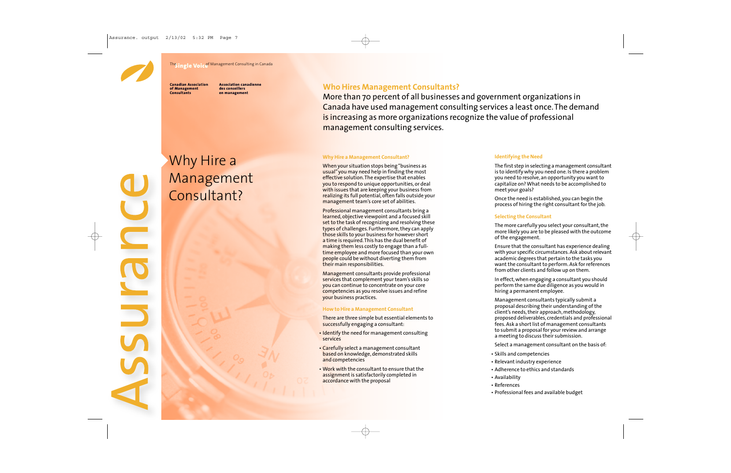The Single Voice of Management Consulting in Canada

**Canadian Association of Management Consultants**

**Association canadienne des conseillers en management**

Assurance

# Why Hire a Management Consultant?

## Who Hires Management Consultants?

More than 70 percent of all businesses and government organizations in Canada have used management consulting services a least once. The demand is increasing as more organizations recognize the value of professional management consulting services.

### Why Hire a Management Consultant?

When your situation stops being "business as usual" you may need help in finding the most effective solution. The expertise that enables you to respond to unique opportunities, or deal with issues that are keeping your business from realizing its full potential, often falls outside your management team's core set of abilities.

Professional management consultants bring a learned, objective viewpoint and a focused skill set to the task of recognizing and resolving these types of challenges. Furthermore, they can apply those skills to your business for however short a time is required. This has the dual benefit of making them less costly to engage than a full-time employee and more focused than your own people could be without diverting them from their main responsibilities.

Management consultants provide professional services that complement your team's skills so you can continue to concentrate on your core competencies as you resolve issues and refine your business practices.

### How to Hire a Management Consultant

There are three simple but essential elements to successfully engaging a consultant:

- Identify the need for management consulting services
- Carefully select a management consultant based on knowledge, demonstrated skills and competencies
- Work with the consultant to ensure that the assignment is satisfactorily completed in accordance with the proposal

### Identifying the Need

The first step in selecting a management consultant is to identify why you need one. Is there a problem you need to resolve, an opportunity you want to capitalize on? What needs to be accomplished to meet your goals?

Once the need is established, you can begin the process of hiring the right consultant for the job.

### Selecting the Consultant

The more carefully you select your consultant, the more likely you are to be pleased with the outcome of the engagement.

Ensure that the consultant has experience dealing with your specific circumstances. Ask about relevant academic degrees that pertain to the tasks you want the consultant to perform. Ask for references from other clients and follow up on them.

In effect, when engaging a consultant you should perform the same due diligence as you would in hiring a permanent employee.

Management consultants typically submit a proposal describing their understanding of the client's needs, their approach, methodology, proposed deliverables, credentials and professional fees. Ask a short list of management consultants to submit a proposal for your review and arrange a meeting to discuss their submission.

Select a management consultant on the basis of:

- Skills and competencies
- Relevant industry experience
- Adherence to ethics and standards
- Availability
- References
- Professional fees and available budget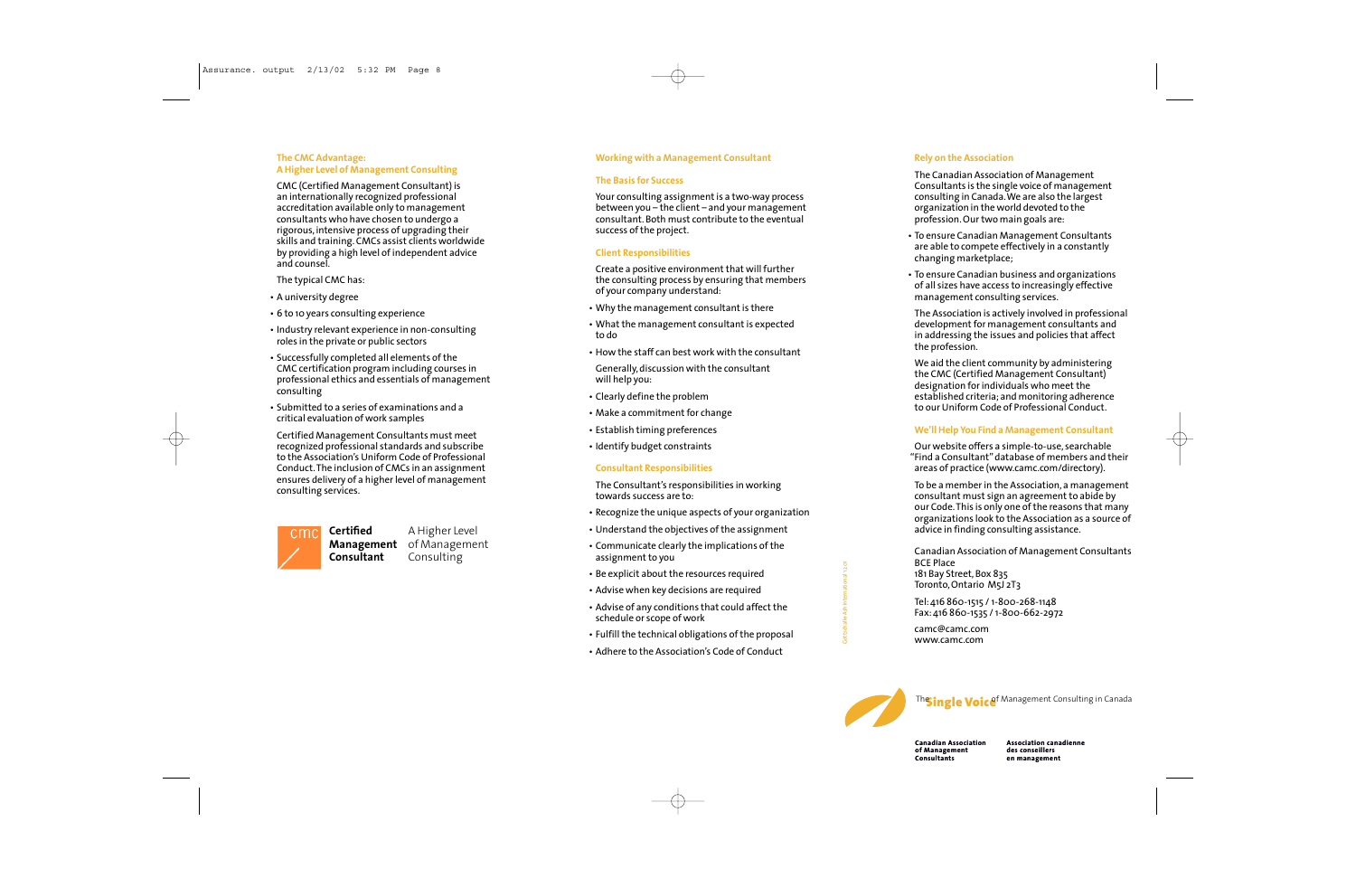## The CMC Advantage: A Higher Level of Management Consulting

CMC (Certified Management Consultant) is an internationally recognized professional accreditation available only to management consultants who have chosen to undergo a rigorous, intensive process of upgrading their skills and training. CMCs assist clients worldwide by providing a high level of independent advice and counsel.

The typical CMC has:

- A university degree
- 6 to 10 years consulting experience
- Industry relevant experience in non-consulting roles in the private or public sectors
- Successfully completed all elements of the CMC certification program including courses in professional ethics and essentials of management consulting
- Submitted to a series of examinations and a critical evaluation of work samples

Certified Management Consultants must meet recognized professional standards and subscribe to the Association's Uniform Code of Professional Conduct. The inclusion of CMCs in an assignment ensures delivery of a higher level of management consulting services.

cmc **Certified Management Consultant** A Higher Level of Management Consulting

## Working with a Management Consultant

### The Basis for Success

Your consulting assignment is a two-way process between you – the client – and your management consultant. Both must contribute to the eventual success of the project.

### Client Responsibilities

Create a positive environment that will further the consulting process by ensuring that members of your company understand:

- Why the management consultant is there
- What the management consultant is expected to do
- How the staff can best work with the consultant

Generally, discussion with the consultant will help you:

- Clearly define the problem
- Make a commitment for change
- Establish timing preferences
- Identify budget constraints

### Consultant Responsibilities

The Consultant's responsibilities in working towards success are to:

- Recognize the unique aspects of your organization
- Understand the objectives of the assignment
- Communicate clearly the implications of the assignment to you
- Be explicit about the resources required
- Advise when key decisions are required
- Advise of any conditions that could affect the schedule or scope of work
- Fulfill the technical obligations of the proposal
- Adhere to the Association's Code of Conduct

## Rely on the Association

The Canadian Association of Management Consultants is the single voice of management consulting in Canada. We are also the largest organization in the world devoted to the profession. Our two main goals are:

- To ensure Canadian Management Consultants are able to compete effectively in a constantly changing marketplace;
- To ensure Canadian business and organizations of all sizes have access to increasingly effective management consulting services.

The Association is actively involved in professional development for management consultants and in addressing the issues and policies that affect the profession.

We aid the client community by administering the CMC (Certified Management Consultant) designation for individuals who meet the established criteria; and monitoring adherence to our Uniform Code of Professional Conduct.

### We'll Help You Find a Management Consultant

Our website offers a simple-to-use, searchable "Find a Consultant" database of members and their areas of practice (www.camc.com/directory).

To be a member in the Association, a management consultant must sign an agreement to abide by our Code. This is only one of the reasons that many organizations look to the Association as a source of advice in finding consulting assistance.

Canadian Association of Management Consultants
BCE Place
181 Bay Street, Box 835
Toronto, Ontario M5J 2T3

Tel: 416 860-1515 / 1-800-268-1148
Fax: 416 860-1535 / 1-800-662-2972

camc@camc.com
www.camc.com

The **Single Voice** of Management Consulting in Canada

**Canadian Association of Management Consultants** **Association canadienne des conseillers en management**